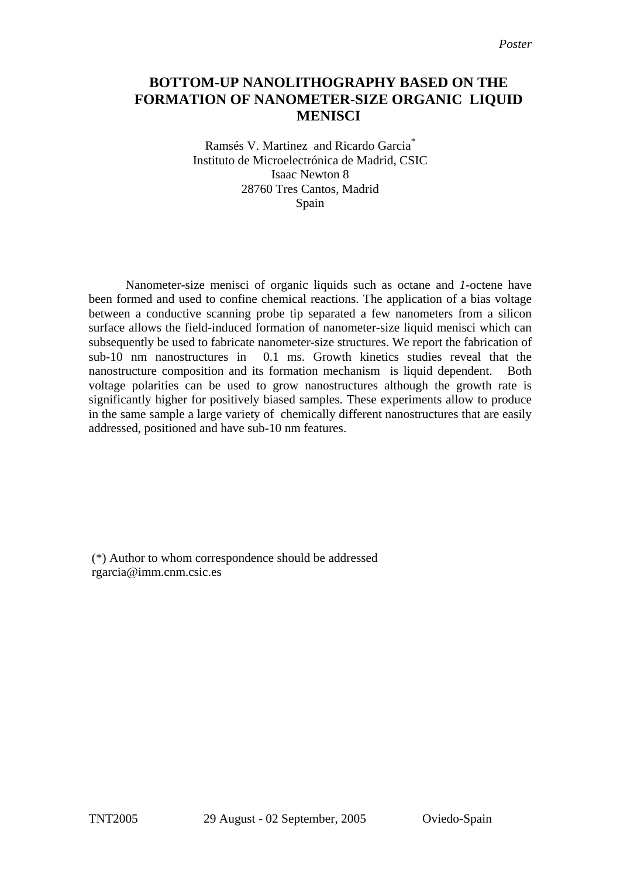*Poster*

# BOTTOM-UP NANOLITHOGRAPHY BASED ON THE FORMATION OF NANOMETER-SIZE ORGANIC LIQUID MENISCI

Ramsés V. Martinez and Ricardo Garcia[*]
Instituto de Microelectrónica de Madrid, CSIC
Isaac Newton 8
28760 Tres Cantos, Madrid
Spain

Nanometer-size menisci of organic liquids such as octane and *1*-octene have been formed and used to confine chemical reactions. The application of a bias voltage between a conductive scanning probe tip separated a few nanometers from a silicon surface allows the field-induced formation of nanometer-size liquid menisci which can subsequently be used to fabricate nanometer-size structures. We report the fabrication of sub-10 nm nanostructures in 0.1 ms. Growth kinetics studies reveal that the nanostructure composition and its formation mechanism is liquid dependent. Both voltage polarities can be used to grow nanostructures although the growth rate is significantly higher for positively biased samples. These experiments allow to produce in the same sample a large variety of chemically different nanostructures that are easily addressed, positioned and have sub-10 nm features.

(*) Author to whom correspondence should be addressed
rgarcia@imm.cnm.csic.es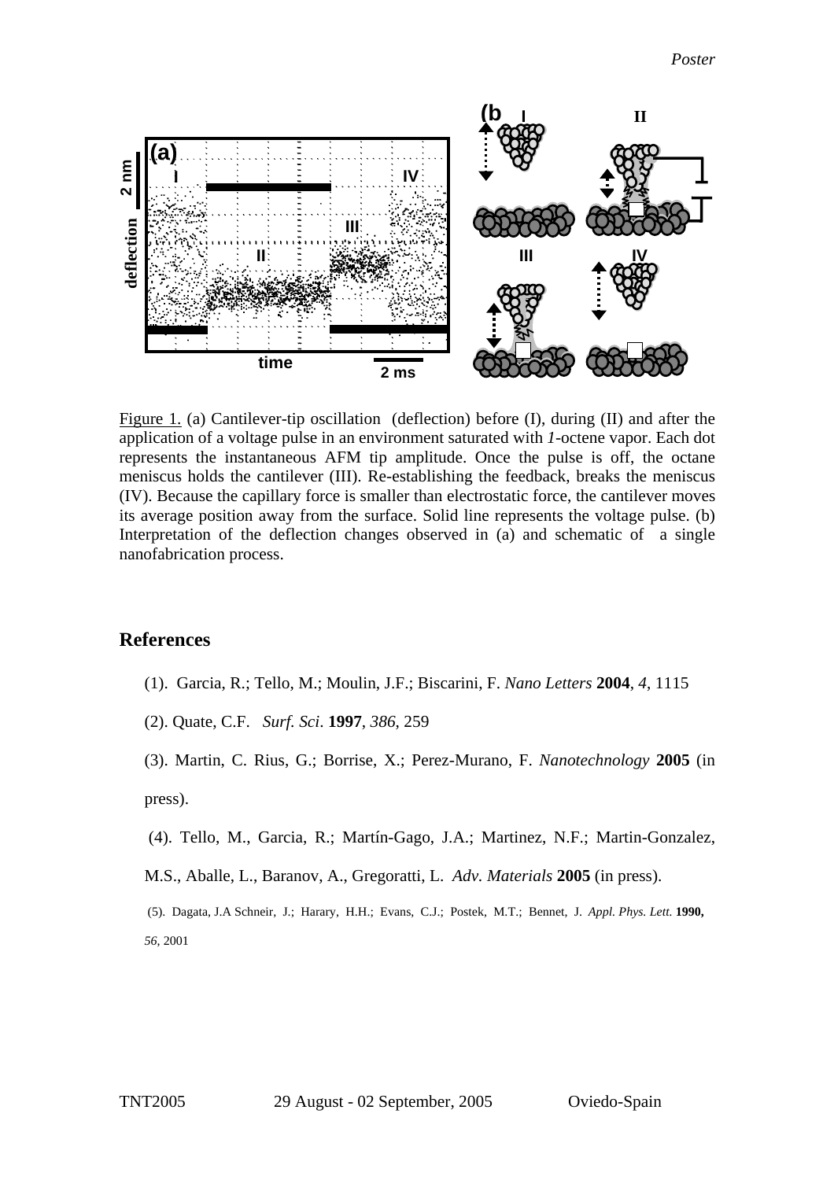(a)

I

II

III

IV

2 nm

deflection

time

2 ms

(b

I

II

III

IV

Figure 1. (a) Cantilever-tip oscillation (deflection) before (I), during (II) and after the application of a voltage pulse in an environment saturated with *1*-octene vapor. Each dot represents the instantaneous AFM tip amplitude. Once the pulse is off, the octane meniscus holds the cantilever (III). Re-establishing the feedback, breaks the meniscus (IV). Because the capillary force is smaller than electrostatic force, the cantilever moves its average position away from the surface. Solid line represents the voltage pulse. (b) Interpretation of the deflection changes observed in (a) and schematic of a single nanofabrication process.

## References

(1). Garcia, R.; Tello, M.; Moulin, J.F.; Biscarini, F. *Nano Letters* **2004**, *4*, 1115

(2). Quate, C.F. *Surf. Sci*. **1997**, *386*, 259

(3). Martin, C. Rius, G.; Borrise, X.; Perez-Murano, F. *Nanotechnology* **2005** (in press).

(4). Tello, M., Garcia, R.; Martín-Gago, J.A.; Martinez, N.F.; Martin-Gonzalez, M.S., Aballe, L., Baranov, A., Gregoratti, L. *Adv. Materials* **2005** (in press).

(5). Dagata, J.A Schneir, J.; Harary, H.H.; Evans, C.J.; Postek, M.T.; Bennet, J. *Appl. Phys. Lett.* **1990,** *56*, 2001